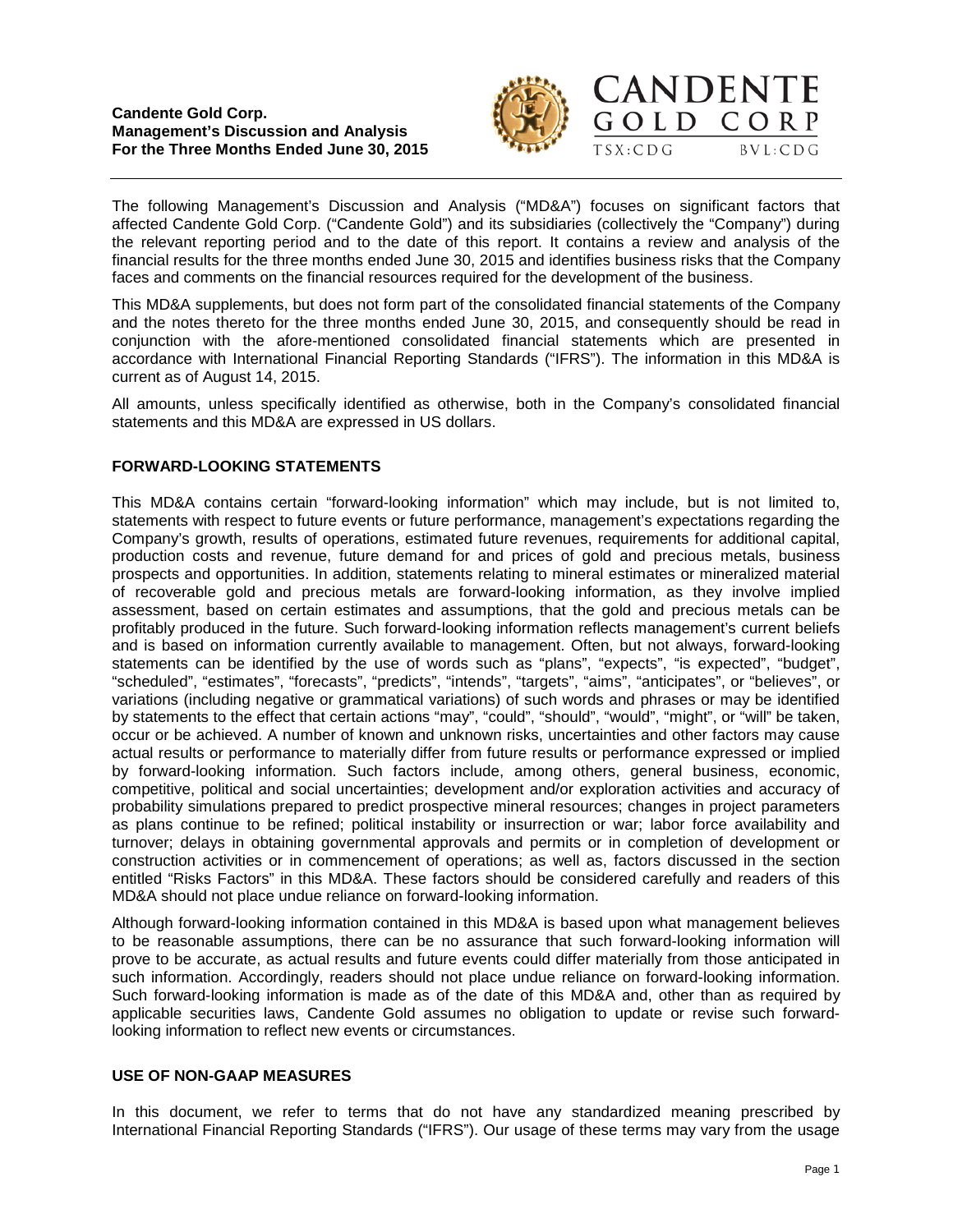**Candente Gold Corp.**
**Management's Discussion and Analysis**
**For the Three Months Ended June 30, 2015**

CANDENTE GOLD CORP
TSX:CDG BVL:CDG

The following Management's Discussion and Analysis ("MD&A") focuses on significant factors that affected Candente Gold Corp. ("Candente Gold") and its subsidiaries (collectively the "Company") during the relevant reporting period and to the date of this report. It contains a review and analysis of the financial results for the three months ended June 30, 2015 and identifies business risks that the Company faces and comments on the financial resources required for the development of the business.

This MD&A supplements, but does not form part of the consolidated financial statements of the Company and the notes thereto for the three months ended June 30, 2015, and consequently should be read in conjunction with the afore-mentioned consolidated financial statements which are presented in accordance with International Financial Reporting Standards ("IFRS"). The information in this MD&A is current as of August 14, 2015.

All amounts, unless specifically identified as otherwise, both in the Company's consolidated financial statements and this MD&A are expressed in US dollars.

## FORWARD-LOOKING STATEMENTS

This MD&A contains certain "forward-looking information" which may include, but is not limited to, statements with respect to future events or future performance, management's expectations regarding the Company's growth, results of operations, estimated future revenues, requirements for additional capital, production costs and revenue, future demand for and prices of gold and precious metals, business prospects and opportunities. In addition, statements relating to mineral estimates or mineralized material of recoverable gold and precious metals are forward-looking information, as they involve implied assessment, based on certain estimates and assumptions, that the gold and precious metals can be profitably produced in the future. Such forward-looking information reflects management's current beliefs and is based on information currently available to management. Often, but not always, forward-looking statements can be identified by the use of words such as "plans", "expects", "is expected", "budget", "scheduled", "estimates", "forecasts", "predicts", "intends", "targets", "aims", "anticipates", or "believes", or variations (including negative or grammatical variations) of such words and phrases or may be identified by statements to the effect that certain actions "may", "could", "should", "would", "might", or "will" be taken, occur or be achieved. A number of known and unknown risks, uncertainties and other factors may cause actual results or performance to materially differ from future results or performance expressed or implied by forward-looking information. Such factors include, among others, general business, economic, competitive, political and social uncertainties; development and/or exploration activities and accuracy of probability simulations prepared to predict prospective mineral resources; changes in project parameters as plans continue to be refined; political instability or insurrection or war; labor force availability and turnover; delays in obtaining governmental approvals and permits or in completion of development or construction activities or in commencement of operations; as well as, factors discussed in the section entitled "Risks Factors" in this MD&A. These factors should be considered carefully and readers of this MD&A should not place undue reliance on forward-looking information.

Although forward-looking information contained in this MD&A is based upon what management believes to be reasonable assumptions, there can be no assurance that such forward-looking information will prove to be accurate, as actual results and future events could differ materially from those anticipated in such information. Accordingly, readers should not place undue reliance on forward-looking information. Such forward-looking information is made as of the date of this MD&A and, other than as required by applicable securities laws, Candente Gold assumes no obligation to update or revise such forward-looking information to reflect new events or circumstances.

## USE OF NON-GAAP MEASURES

In this document, we refer to terms that do not have any standardized meaning prescribed by International Financial Reporting Standards ("IFRS"). Our usage of these terms may vary from the usage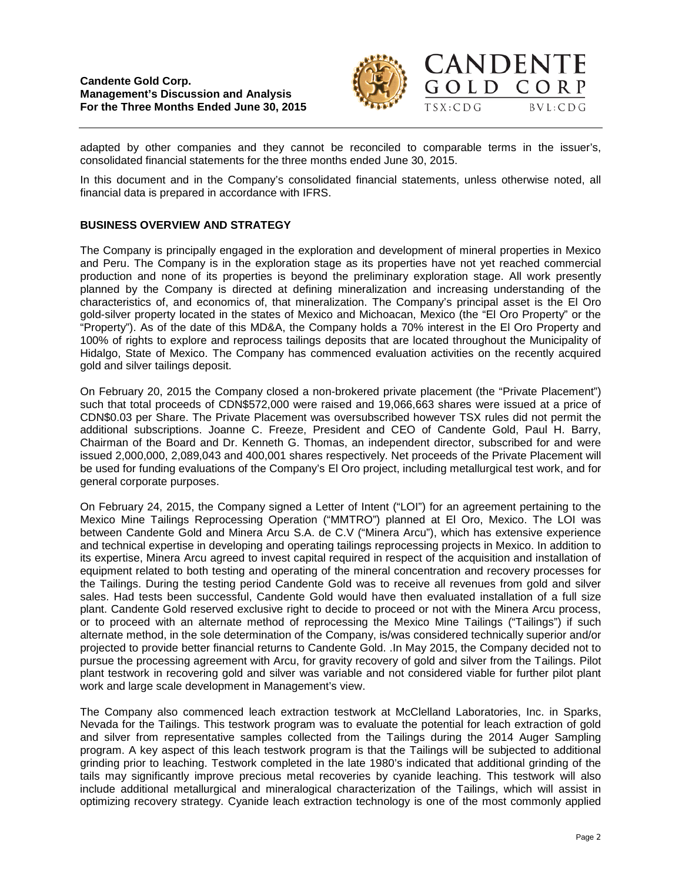adapted by other companies and they cannot be reconciled to comparable terms in the issuer's, consolidated financial statements for the three months ended June 30, 2015.

In this document and in the Company's consolidated financial statements, unless otherwise noted, all financial data is prepared in accordance with IFRS.

## BUSINESS OVERVIEW AND STRATEGY

The Company is principally engaged in the exploration and development of mineral properties in Mexico and Peru. The Company is in the exploration stage as its properties have not yet reached commercial production and none of its properties is beyond the preliminary exploration stage. All work presently planned by the Company is directed at defining mineralization and increasing understanding of the characteristics of, and economics of, that mineralization. The Company's principal asset is the El Oro gold-silver property located in the states of Mexico and Michoacan, Mexico (the "El Oro Property" or the "Property"). As of the date of this MD&A, the Company holds a 70% interest in the El Oro Property and 100% of rights to explore and reprocess tailings deposits that are located throughout the Municipality of Hidalgo, State of Mexico. The Company has commenced evaluation activities on the recently acquired gold and silver tailings deposit.

On February 20, 2015 the Company closed a non-brokered private placement (the "Private Placement") such that total proceeds of CDN$572,000 were raised and 19,066,663 shares were issued at a price of CDN$0.03 per Share. The Private Placement was oversubscribed however TSX rules did not permit the additional subscriptions. Joanne C. Freeze, President and CEO of Candente Gold, Paul H. Barry, Chairman of the Board and Dr. Kenneth G. Thomas, an independent director, subscribed for and were issued 2,000,000, 2,089,043 and 400,001 shares respectively. Net proceeds of the Private Placement will be used for funding evaluations of the Company's El Oro project, including metallurgical test work, and for general corporate purposes.

On February 24, 2015, the Company signed a Letter of Intent ("LOI") for an agreement pertaining to the Mexico Mine Tailings Reprocessing Operation ("MMTRO") planned at El Oro, Mexico. The LOI was between Candente Gold and Minera Arcu S.A. de C.V ("Minera Arcu"), which has extensive experience and technical expertise in developing and operating tailings reprocessing projects in Mexico. In addition to its expertise, Minera Arcu agreed to invest capital required in respect of the acquisition and installation of equipment related to both testing and operating of the mineral concentration and recovery processes for the Tailings. During the testing period Candente Gold was to receive all revenues from gold and silver sales. Had tests been successful, Candente Gold would have then evaluated installation of a full size plant. Candente Gold reserved exclusive right to decide to proceed or not with the Minera Arcu process, or to proceed with an alternate method of reprocessing the Mexico Mine Tailings ("Tailings") if such alternate method, in the sole determination of the Company, is/was considered technically superior and/or projected to provide better financial returns to Candente Gold. .In May 2015, the Company decided not to pursue the processing agreement with Arcu, for gravity recovery of gold and silver from the Tailings. Pilot plant testwork in recovering gold and silver was variable and not considered viable for further pilot plant work and large scale development in Management's view.

The Company also commenced leach extraction testwork at McClelland Laboratories, Inc. in Sparks, Nevada for the Tailings. This testwork program was to evaluate the potential for leach extraction of gold and silver from representative samples collected from the Tailings during the 2014 Auger Sampling program. A key aspect of this leach testwork program is that the Tailings will be subjected to additional grinding prior to leaching. Testwork completed in the late 1980's indicated that additional grinding of the tails may significantly improve precious metal recoveries by cyanide leaching. This testwork will also include additional metallurgical and mineralogical characterization of the Tailings, which will assist in optimizing recovery strategy. Cyanide leach extraction technology is one of the most commonly applied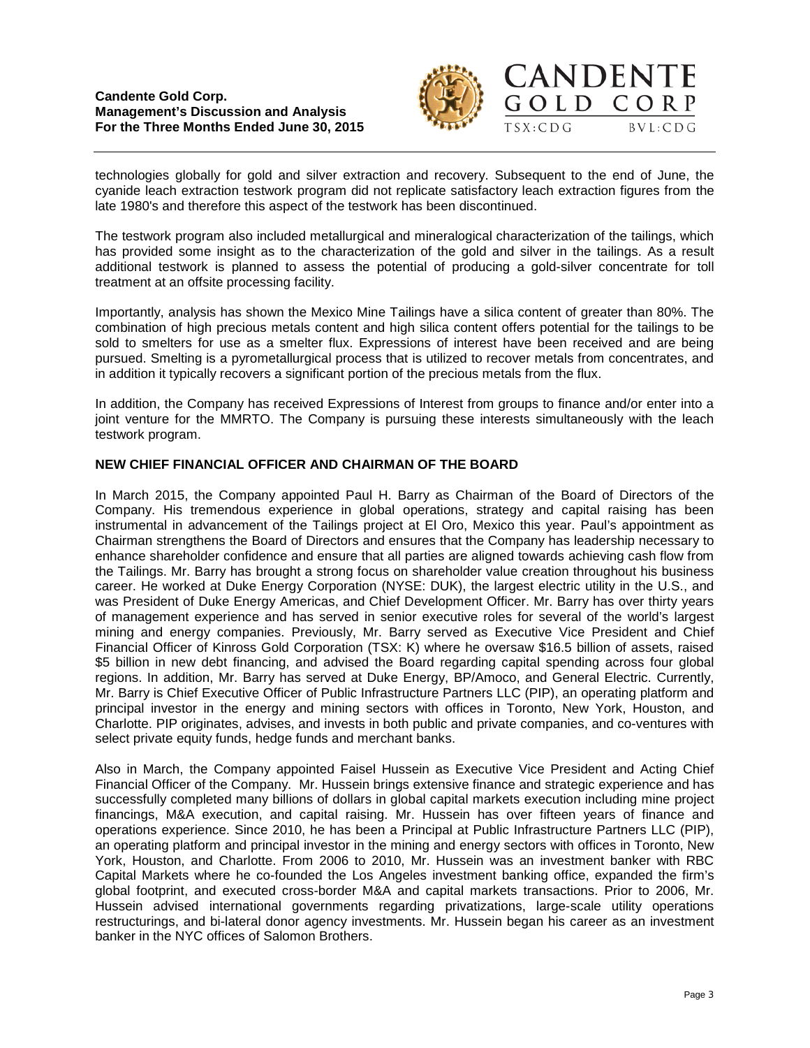technologies globally for gold and silver extraction and recovery. Subsequent to the end of June, the cyanide leach extraction testwork program did not replicate satisfactory leach extraction figures from the late 1980's and therefore this aspect of the testwork has been discontinued.

The testwork program also included metallurgical and mineralogical characterization of the tailings, which has provided some insight as to the characterization of the gold and silver in the tailings. As a result additional testwork is planned to assess the potential of producing a gold-silver concentrate for toll treatment at an offsite processing facility.

Importantly, analysis has shown the Mexico Mine Tailings have a silica content of greater than 80%. The combination of high precious metals content and high silica content offers potential for the tailings to be sold to smelters for use as a smelter flux. Expressions of interest have been received and are being pursued. Smelting is a pyrometallurgical process that is utilized to recover metals from concentrates, and in addition it typically recovers a significant portion of the precious metals from the flux.

In addition, the Company has received Expressions of Interest from groups to finance and/or enter into a joint venture for the MMRTO. The Company is pursuing these interests simultaneously with the leach testwork program.

## NEW CHIEF FINANCIAL OFFICER AND CHAIRMAN OF THE BOARD

In March 2015, the Company appointed Paul H. Barry as Chairman of the Board of Directors of the Company. His tremendous experience in global operations, strategy and capital raising has been instrumental in advancement of the Tailings project at El Oro, Mexico this year. Paul's appointment as Chairman strengthens the Board of Directors and ensures that the Company has leadership necessary to enhance shareholder confidence and ensure that all parties are aligned towards achieving cash flow from the Tailings. Mr. Barry has brought a strong focus on shareholder value creation throughout his business career. He worked at Duke Energy Corporation (NYSE: DUK), the largest electric utility in the U.S., and was President of Duke Energy Americas, and Chief Development Officer. Mr. Barry has over thirty years of management experience and has served in senior executive roles for several of the world's largest mining and energy companies. Previously, Mr. Barry served as Executive Vice President and Chief Financial Officer of Kinross Gold Corporation (TSX: K) where he oversaw $16.5 billion of assets, raised $5 billion in new debt financing, and advised the Board regarding capital spending across four global regions. In addition, Mr. Barry has served at Duke Energy, BP/Amoco, and General Electric. Currently, Mr. Barry is Chief Executive Officer of Public Infrastructure Partners LLC (PIP), an operating platform and principal investor in the energy and mining sectors with offices in Toronto, New York, Houston, and Charlotte. PIP originates, advises, and invests in both public and private companies, and co-ventures with select private equity funds, hedge funds and merchant banks.

Also in March, the Company appointed Faisel Hussein as Executive Vice President and Acting Chief Financial Officer of the Company. Mr. Hussein brings extensive finance and strategic experience and has successfully completed many billions of dollars in global capital markets execution including mine project financings, M&A execution, and capital raising. Mr. Hussein has over fifteen years of finance and operations experience. Since 2010, he has been a Principal at Public Infrastructure Partners LLC (PIP), an operating platform and principal investor in the mining and energy sectors with offices in Toronto, New York, Houston, and Charlotte. From 2006 to 2010, Mr. Hussein was an investment banker with RBC Capital Markets where he co-founded the Los Angeles investment banking office, expanded the firm's global footprint, and executed cross-border M&A and capital markets transactions. Prior to 2006, Mr. Hussein advised international governments regarding privatizations, large-scale utility operations restructurings, and bi-lateral donor agency investments. Mr. Hussein began his career as an investment banker in the NYC offices of Salomon Brothers.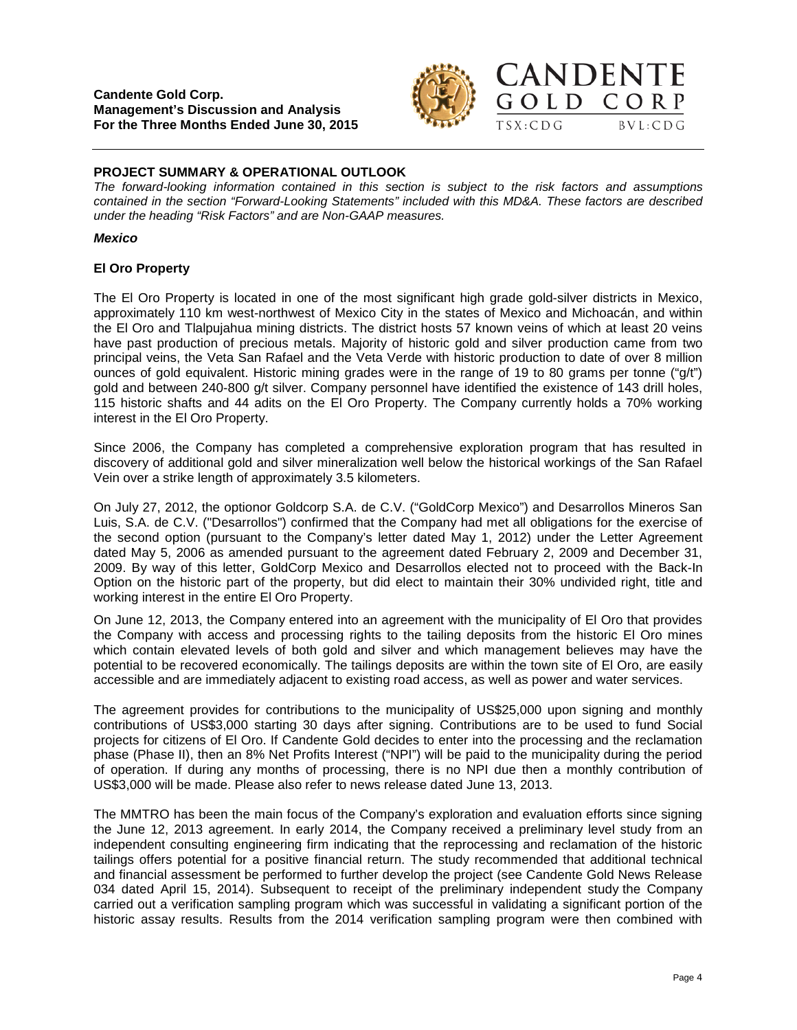## PROJECT SUMMARY & OPERATIONAL OUTLOOK

*The forward-looking information contained in this section is subject to the risk factors and assumptions contained in the section "Forward-Looking Statements" included with this MD&A. These factors are described under the heading "Risk Factors" and are Non-GAAP measures.*

### *Mexico*

### El Oro Property

The El Oro Property is located in one of the most significant high grade gold-silver districts in Mexico, approximately 110 km west-northwest of Mexico City in the states of Mexico and Michoacán, and within the El Oro and Tlalpujahua mining districts. The district hosts 57 known veins of which at least 20 veins have past production of precious metals. Majority of historic gold and silver production came from two principal veins, the Veta San Rafael and the Veta Verde with historic production to date of over 8 million ounces of gold equivalent. Historic mining grades were in the range of 19 to 80 grams per tonne ("g/t") gold and between 240-800 g/t silver. Company personnel have identified the existence of 143 drill holes, 115 historic shafts and 44 adits on the El Oro Property. The Company currently holds a 70% working interest in the El Oro Property.

Since 2006, the Company has completed a comprehensive exploration program that has resulted in discovery of additional gold and silver mineralization well below the historical workings of the San Rafael Vein over a strike length of approximately 3.5 kilometers.

On July 27, 2012, the optionor Goldcorp S.A. de C.V. ("GoldCorp Mexico") and Desarrollos Mineros San Luis, S.A. de C.V. ("Desarrollos") confirmed that the Company had met all obligations for the exercise of the second option (pursuant to the Company's letter dated May 1, 2012) under the Letter Agreement dated May 5, 2006 as amended pursuant to the agreement dated February 2, 2009 and December 31, 2009. By way of this letter, GoldCorp Mexico and Desarrollos elected not to proceed with the Back-In Option on the historic part of the property, but did elect to maintain their 30% undivided right, title and working interest in the entire El Oro Property.

On June 12, 2013, the Company entered into an agreement with the municipality of El Oro that provides the Company with access and processing rights to the tailing deposits from the historic El Oro mines which contain elevated levels of both gold and silver and which management believes may have the potential to be recovered economically. The tailings deposits are within the town site of El Oro, are easily accessible and are immediately adjacent to existing road access, as well as power and water services.

The agreement provides for contributions to the municipality of US$25,000 upon signing and monthly contributions of US$3,000 starting 30 days after signing. Contributions are to be used to fund Social projects for citizens of El Oro. If Candente Gold decides to enter into the processing and the reclamation phase (Phase II), then an 8% Net Profits Interest ("NPI") will be paid to the municipality during the period of operation. If during any months of processing, there is no NPI due then a monthly contribution of US$3,000 will be made. Please also refer to news release dated June 13, 2013.

The MMTRO has been the main focus of the Company's exploration and evaluation efforts since signing the June 12, 2013 agreement. In early 2014, the Company received a preliminary level study from an independent consulting engineering firm indicating that the reprocessing and reclamation of the historic tailings offers potential for a positive financial return. The study recommended that additional technical and financial assessment be performed to further develop the project (see Candente Gold News Release 034 dated April 15, 2014). Subsequent to receipt of the preliminary independent study the Company carried out a verification sampling program which was successful in validating a significant portion of the historic assay results. Results from the 2014 verification sampling program were then combined with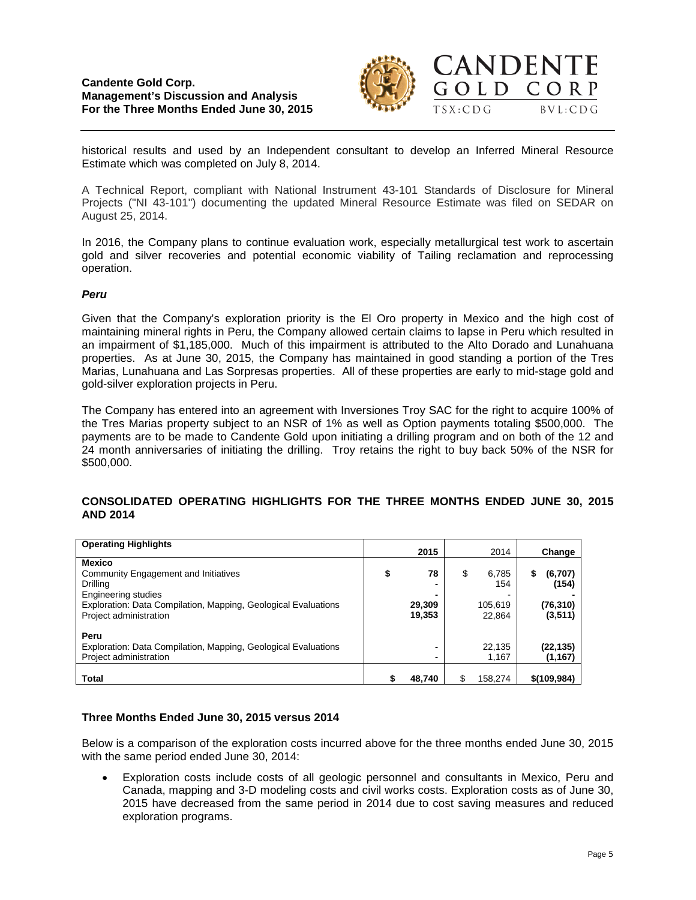historical results and used by an Independent consultant to develop an Inferred Mineral Resource Estimate which was completed on July 8, 2014.

A Technical Report, compliant with National Instrument 43-101 Standards of Disclosure for Mineral Projects ("NI 43-101") documenting the updated Mineral Resource Estimate was filed on SEDAR on August 25, 2014.

In 2016, the Company plans to continue evaluation work, especially metallurgical test work to ascertain gold and silver recoveries and potential economic viability of Tailing reclamation and reprocessing operation.

### *Peru*

Given that the Company's exploration priority is the El Oro property in Mexico and the high cost of maintaining mineral rights in Peru, the Company allowed certain claims to lapse in Peru which resulted in an impairment of $1,185,000. Much of this impairment is attributed to the Alto Dorado and Lunahuana properties. As at June 30, 2015, the Company has maintained in good standing a portion of the Tres Marias, Lunahuana and Las Sorpresas properties. All of these properties are early to mid-stage gold and gold-silver exploration projects in Peru.

The Company has entered into an agreement with Inversiones Troy SAC for the right to acquire 100% of the Tres Marias property subject to an NSR of 1% as well as Option payments totaling $500,000. The payments are to be made to Candente Gold upon initiating a drilling program and on both of the 12 and 24 month anniversaries of initiating the drilling. Troy retains the right to buy back 50% of the NSR for $500,000.

## CONSOLIDATED OPERATING HIGHLIGHTS FOR THE THREE MONTHS ENDED JUNE 30, 2015 AND 2014

| Operating Highlights | 2015 | 2014 | Change |
|---|---|---|---|
| **Mexico** | | | |
| Community Engagement and Initiatives | $ 78 | $ 6,785 | $ (6,707) |
| Drilling | - | 154 | (154) |
| Engineering studies | - | - | - |
| Exploration: Data Compilation, Mapping, Geological Evaluations | 29,309 | 105,619 | (76,310) |
| Project administration | 19,353 | 22,864 | (3,511) |
| **Peru** | | | |
| Exploration: Data Compilation, Mapping, Geological Evaluations | - | 22,135 | (22,135) |
| Project administration | - | 1,167 | (1,167) |
| **Total** | $ 48,740 | $ 158,274 | $(109,984) |

### Three Months Ended June 30, 2015 versus 2014

Below is a comparison of the exploration costs incurred above for the three months ended June 30, 2015 with the same period ended June 30, 2014:

- Exploration costs include costs of all geologic personnel and consultants in Mexico, Peru and Canada, mapping and 3-D modeling costs and civil works costs. Exploration costs as of June 30, 2015 have decreased from the same period in 2014 due to cost saving measures and reduced exploration programs.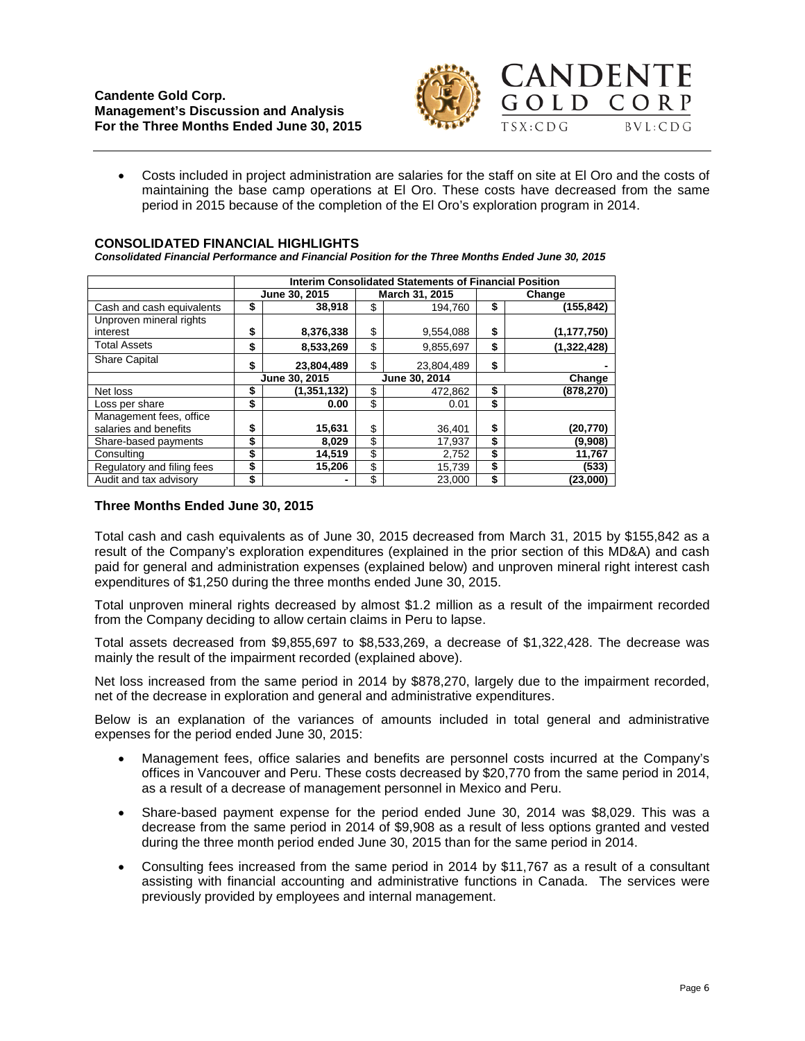- Costs included in project administration are salaries for the staff on site at El Oro and the costs of maintaining the base camp operations at El Oro. These costs have decreased from the same period in 2015 because of the completion of the El Oro's exploration program in 2014.

**CONSOLIDATED FINANCIAL HIGHLIGHTS**

***Consolidated Financial Performance and Financial Position for the Three Months Ended June 30, 2015***

| | Interim Consolidated Statements of Financial Position | | |
|---|---|---|---|
| | **June 30, 2015** | **March 31, 2015** | **Change** |
| Cash and cash equivalents | **$ 38,918** | $ 194,760 | **$ (155,842)** |
| Unproven mineral rights interest | **$ 8,376,338** | $ 9,554,088 | **$ (1,177,750)** |
| Total Assets | **$ 8,533,269** | $ 9,855,697 | **$ (1,322,428)** |
| Share Capital | **$ 23,804,489** | $ 23,804,489 | **$ -** |
| | **June 30, 2015** | **June 30, 2014** | **Change** |
| Net loss | **$ (1,351,132)** | $ 472,862 | **$ (878,270)** |
| Loss per share | **$ 0.00** | $ 0.01 | **$** |
| Management fees, office salaries and benefits | **$ 15,631** | $ 36,401 | **$ (20,770)** |
| Share-based payments | **$ 8,029** | $ 17,937 | **$ (9,908)** |
| Consulting | **$ 14,519** | $ 2,752 | **$ 11,767** |
| Regulatory and filing fees | **$ 15,206** | $ 15,739 | **$ (533)** |
| Audit and tax advisory | **$ -** | $ 23,000 | **$ (23,000)** |

### Three Months Ended June 30, 2015

Total cash and cash equivalents as of June 30, 2015 decreased from March 31, 2015 by $155,842 as a result of the Company's exploration expenditures (explained in the prior section of this MD&A) and cash paid for general and administration expenses (explained below) and unproven mineral right interest cash expenditures of $1,250 during the three months ended June 30, 2015.

Total unproven mineral rights decreased by almost $1.2 million as a result of the impairment recorded from the Company deciding to allow certain claims in Peru to lapse.

Total assets decreased from $9,855,697 to $8,533,269, a decrease of $1,322,428. The decrease was mainly the result of the impairment recorded (explained above).

Net loss increased from the same period in 2014 by $878,270, largely due to the impairment recorded, net of the decrease in exploration and general and administrative expenditures.

Below is an explanation of the variances of amounts included in total general and administrative expenses for the period ended June 30, 2015:

- Management fees, office salaries and benefits are personnel costs incurred at the Company's offices in Vancouver and Peru. These costs decreased by $20,770 from the same period in 2014, as a result of a decrease of management personnel in Mexico and Peru.
- Share-based payment expense for the period ended June 30, 2014 was $8,029. This was a decrease from the same period in 2014 of $9,908 as a result of less options granted and vested during the three month period ended June 30, 2015 than for the same period in 2014.
- Consulting fees increased from the same period in 2014 by $11,767 as a result of a consultant assisting with financial accounting and administrative functions in Canada. The services were previously provided by employees and internal management.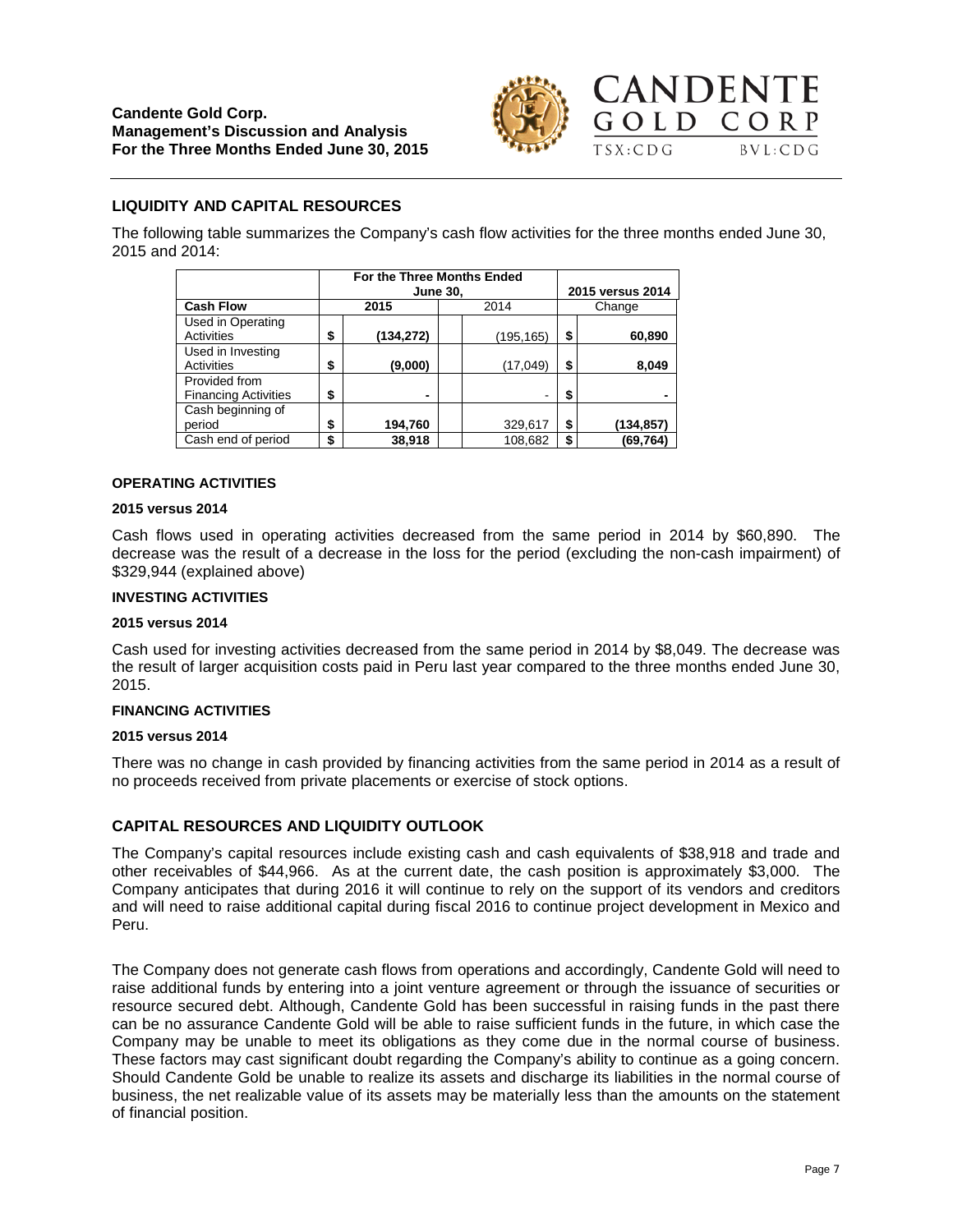## LIQUIDITY AND CAPITAL RESOURCES

The following table summarizes the Company's cash flow activities for the three months ended June 30, 2015 and 2014:

| | For the Three Months Ended June 30, | | 2015 versus 2014 |
|---|---|---|---|
| **Cash Flow** | **2015** | 2014 | Change |
| Used in Operating Activities | $ **(134,272)** | (195,165) | $ **60,890** |
| Used in Investing Activities | $ **(9,000)** | (17,049) | $ **8,049** |
| Provided from Financing Activities | $ **-** | - | $ **-** |
| Cash beginning of period | $ **194,760** | 329,617 | $ **(134,857)** |
| Cash end of period | $ **38,918** | 108,682 | $ **(69,764)** |

#### OPERATING ACTIVITIES

**2015 versus 2014**

Cash flows used in operating activities decreased from the same period in 2014 by $60,890. The decrease was the result of a decrease in the loss for the period (excluding the non-cash impairment) of $329,944 (explained above)

#### INVESTING ACTIVITIES

**2015 versus 2014**

Cash used for investing activities decreased from the same period in 2014 by $8,049. The decrease was the result of larger acquisition costs paid in Peru last year compared to the three months ended June 30, 2015.

#### FINANCING ACTIVITIES

**2015 versus 2014**

There was no change in cash provided by financing activities from the same period in 2014 as a result of no proceeds received from private placements or exercise of stock options.

## CAPITAL RESOURCES AND LIQUIDITY OUTLOOK

The Company's capital resources include existing cash and cash equivalents of $38,918 and trade and other receivables of $44,966. As at the current date, the cash position is approximately $3,000. The Company anticipates that during 2016 it will continue to rely on the support of its vendors and creditors and will need to raise additional capital during fiscal 2016 to continue project development in Mexico and Peru.

The Company does not generate cash flows from operations and accordingly, Candente Gold will need to raise additional funds by entering into a joint venture agreement or through the issuance of securities or resource secured debt. Although, Candente Gold has been successful in raising funds in the past there can be no assurance Candente Gold will be able to raise sufficient funds in the future, in which case the Company may be unable to meet its obligations as they come due in the normal course of business. These factors may cast significant doubt regarding the Company's ability to continue as a going concern. Should Candente Gold be unable to realize its assets and discharge its liabilities in the normal course of business, the net realizable value of its assets may be materially less than the amounts on the statement of financial position.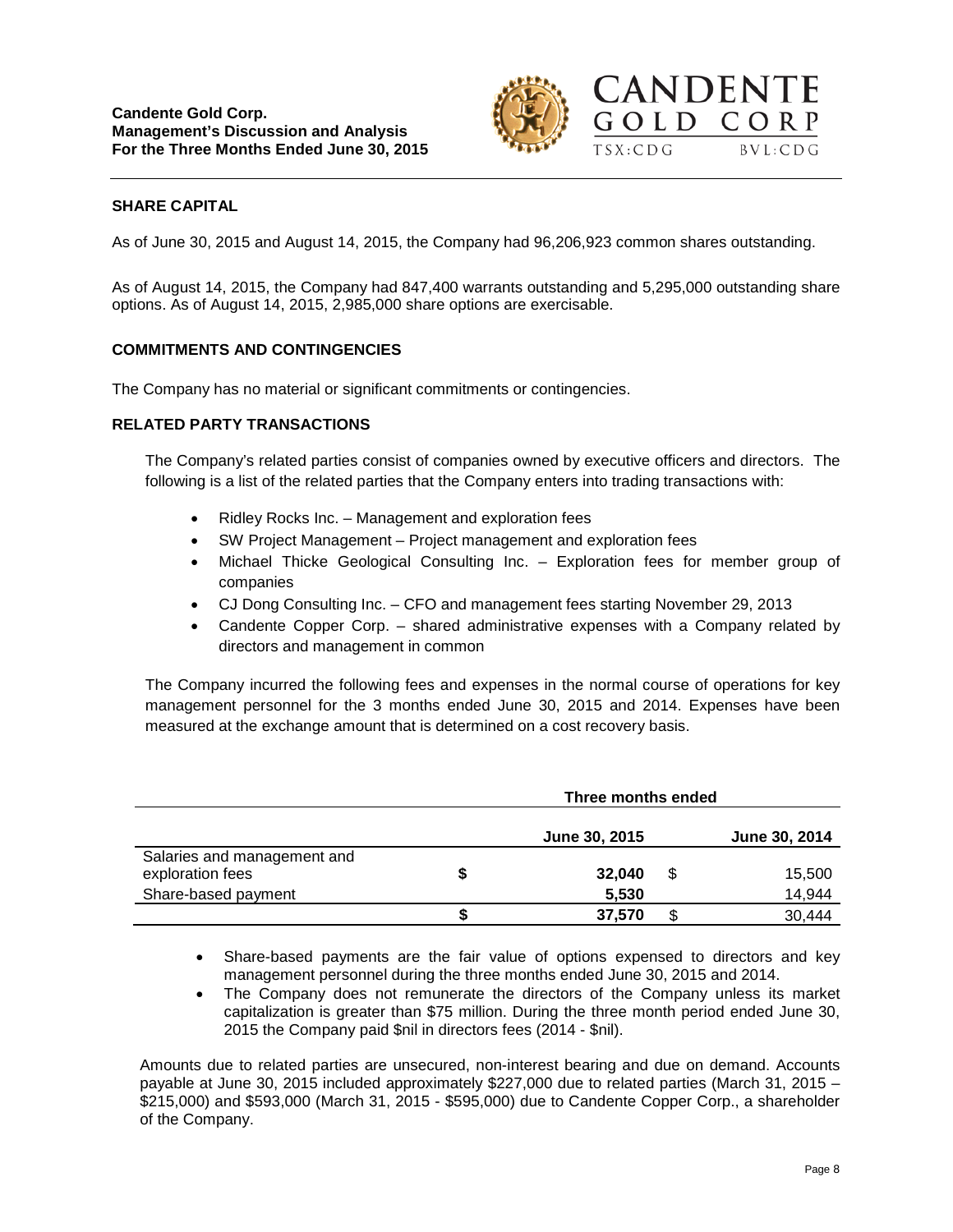## SHARE CAPITAL

As of June 30, 2015 and August 14, 2015, the Company had 96,206,923 common shares outstanding.

As of August 14, 2015, the Company had 847,400 warrants outstanding and 5,295,000 outstanding share options. As of August 14, 2015, 2,985,000 share options are exercisable.

## COMMITMENTS AND CONTINGENCIES

The Company has no material or significant commitments or contingencies.

## RELATED PARTY TRANSACTIONS

The Company's related parties consist of companies owned by executive officers and directors. The following is a list of the related parties that the Company enters into trading transactions with:

- Ridley Rocks Inc. – Management and exploration fees
- SW Project Management – Project management and exploration fees
- Michael Thicke Geological Consulting Inc. – Exploration fees for member group of companies
- CJ Dong Consulting Inc. – CFO and management fees starting November 29, 2013
- Candente Copper Corp. – shared administrative expenses with a Company related by directors and management in common

The Company incurred the following fees and expenses in the normal course of operations for key management personnel for the 3 months ended June 30, 2015 and 2014. Expenses have been measured at the exchange amount that is determined on a cost recovery basis.

| | Three months ended | |
|---|---|---|
| | **June 30, 2015** | **June 30, 2014** |
| Salaries and management and exploration fees | **$ 32,040** | $ 15,500 |
| Share-based payment | **5,530** | 14,944 |
| | **$ 37,570** | $ 30,444 |

- Share-based payments are the fair value of options expensed to directors and key management personnel during the three months ended June 30, 2015 and 2014.
- The Company does not remunerate the directors of the Company unless its market capitalization is greater than $75 million. During the three month period ended June 30, 2015 the Company paid $nil in directors fees (2014 - $nil).

Amounts due to related parties are unsecured, non-interest bearing and due on demand. Accounts payable at June 30, 2015 included approximately $227,000 due to related parties (March 31, 2015 – $215,000) and $593,000 (March 31, 2015 - $595,000) due to Candente Copper Corp., a shareholder of the Company.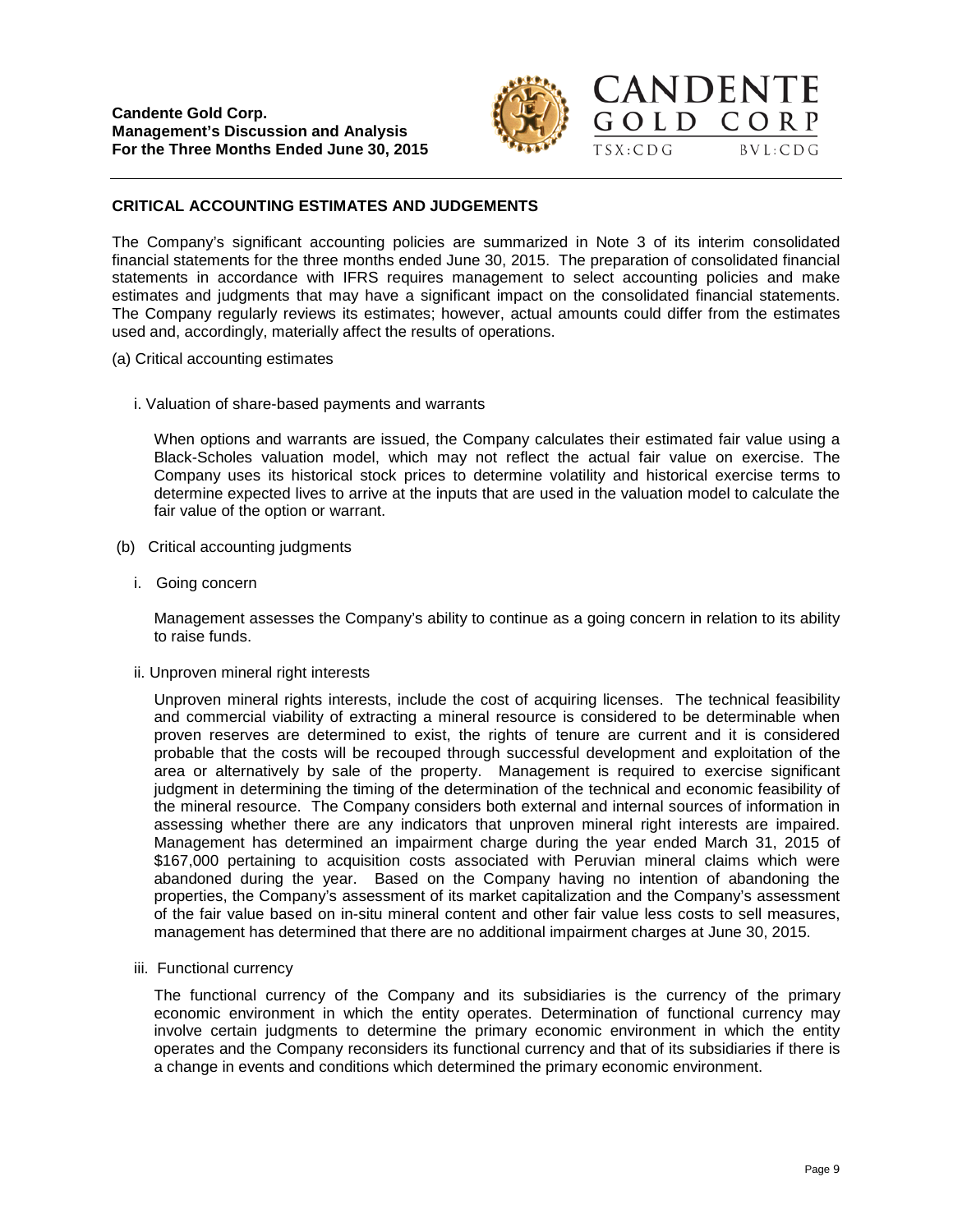## CRITICAL ACCOUNTING ESTIMATES AND JUDGEMENTS

The Company's significant accounting policies are summarized in Note 3 of its interim consolidated financial statements for the three months ended June 30, 2015. The preparation of consolidated financial statements in accordance with IFRS requires management to select accounting policies and make estimates and judgments that may have a significant impact on the consolidated financial statements. The Company regularly reviews its estimates; however, actual amounts could differ from the estimates used and, accordingly, materially affect the results of operations.

(a) Critical accounting estimates

i. Valuation of share-based payments and warrants

When options and warrants are issued, the Company calculates their estimated fair value using a Black-Scholes valuation model, which may not reflect the actual fair value on exercise. The Company uses its historical stock prices to determine volatility and historical exercise terms to determine expected lives to arrive at the inputs that are used in the valuation model to calculate the fair value of the option or warrant.

(b) Critical accounting judgments

i. Going concern

Management assesses the Company's ability to continue as a going concern in relation to its ability to raise funds.

ii. Unproven mineral right interests

Unproven mineral rights interests, include the cost of acquiring licenses. The technical feasibility and commercial viability of extracting a mineral resource is considered to be determinable when proven reserves are determined to exist, the rights of tenure are current and it is considered probable that the costs will be recouped through successful development and exploitation of the area or alternatively by sale of the property. Management is required to exercise significant judgment in determining the timing of the determination of the technical and economic feasibility of the mineral resource. The Company considers both external and internal sources of information in assessing whether there are any indicators that unproven mineral right interests are impaired. Management has determined an impairment charge during the year ended March 31, 2015 of $167,000 pertaining to acquisition costs associated with Peruvian mineral claims which were abandoned during the year. Based on the Company having no intention of abandoning the properties, the Company's assessment of its market capitalization and the Company's assessment of the fair value based on in-situ mineral content and other fair value less costs to sell measures, management has determined that there are no additional impairment charges at June 30, 2015.

iii. Functional currency

The functional currency of the Company and its subsidiaries is the currency of the primary economic environment in which the entity operates. Determination of functional currency may involve certain judgments to determine the primary economic environment in which the entity operates and the Company reconsiders its functional currency and that of its subsidiaries if there is a change in events and conditions which determined the primary economic environment.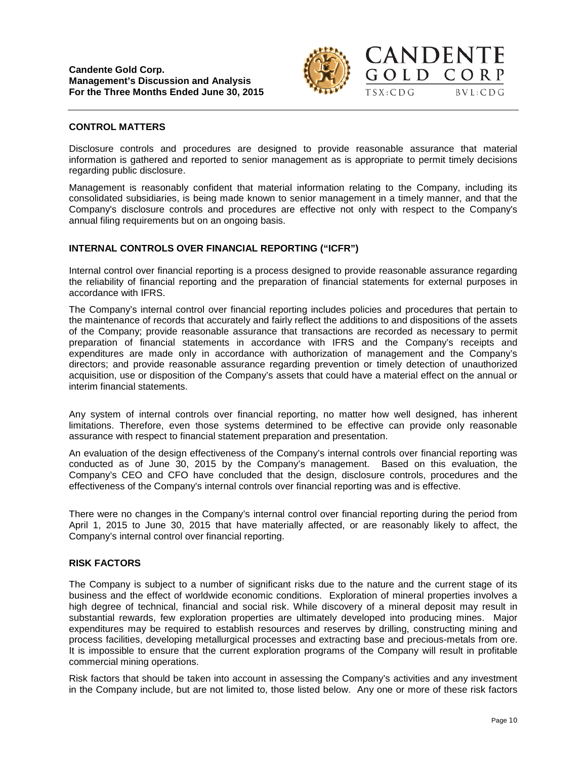## CONTROL MATTERS

Disclosure controls and procedures are designed to provide reasonable assurance that material information is gathered and reported to senior management as is appropriate to permit timely decisions regarding public disclosure.

Management is reasonably confident that material information relating to the Company, including its consolidated subsidiaries, is being made known to senior management in a timely manner, and that the Company's disclosure controls and procedures are effective not only with respect to the Company's annual filing requirements but on an ongoing basis.

## INTERNAL CONTROLS OVER FINANCIAL REPORTING ("ICFR")

Internal control over financial reporting is a process designed to provide reasonable assurance regarding the reliability of financial reporting and the preparation of financial statements for external purposes in accordance with IFRS.

The Company's internal control over financial reporting includes policies and procedures that pertain to the maintenance of records that accurately and fairly reflect the additions to and dispositions of the assets of the Company; provide reasonable assurance that transactions are recorded as necessary to permit preparation of financial statements in accordance with IFRS and the Company's receipts and expenditures are made only in accordance with authorization of management and the Company's directors; and provide reasonable assurance regarding prevention or timely detection of unauthorized acquisition, use or disposition of the Company's assets that could have a material effect on the annual or interim financial statements.

Any system of internal controls over financial reporting, no matter how well designed, has inherent limitations. Therefore, even those systems determined to be effective can provide only reasonable assurance with respect to financial statement preparation and presentation.

An evaluation of the design effectiveness of the Company's internal controls over financial reporting was conducted as of June 30, 2015 by the Company's management. Based on this evaluation, the Company's CEO and CFO have concluded that the design, disclosure controls, procedures and the effectiveness of the Company's internal controls over financial reporting was and is effective.

There were no changes in the Company's internal control over financial reporting during the period from April 1, 2015 to June 30, 2015 that have materially affected, or are reasonably likely to affect, the Company's internal control over financial reporting.

## RISK FACTORS

The Company is subject to a number of significant risks due to the nature and the current stage of its business and the effect of worldwide economic conditions. Exploration of mineral properties involves a high degree of technical, financial and social risk. While discovery of a mineral deposit may result in substantial rewards, few exploration properties are ultimately developed into producing mines. Major expenditures may be required to establish resources and reserves by drilling, constructing mining and process facilities, developing metallurgical processes and extracting base and precious-metals from ore. It is impossible to ensure that the current exploration programs of the Company will result in profitable commercial mining operations.

Risk factors that should be taken into account in assessing the Company's activities and any investment in the Company include, but are not limited to, those listed below. Any one or more of these risk factors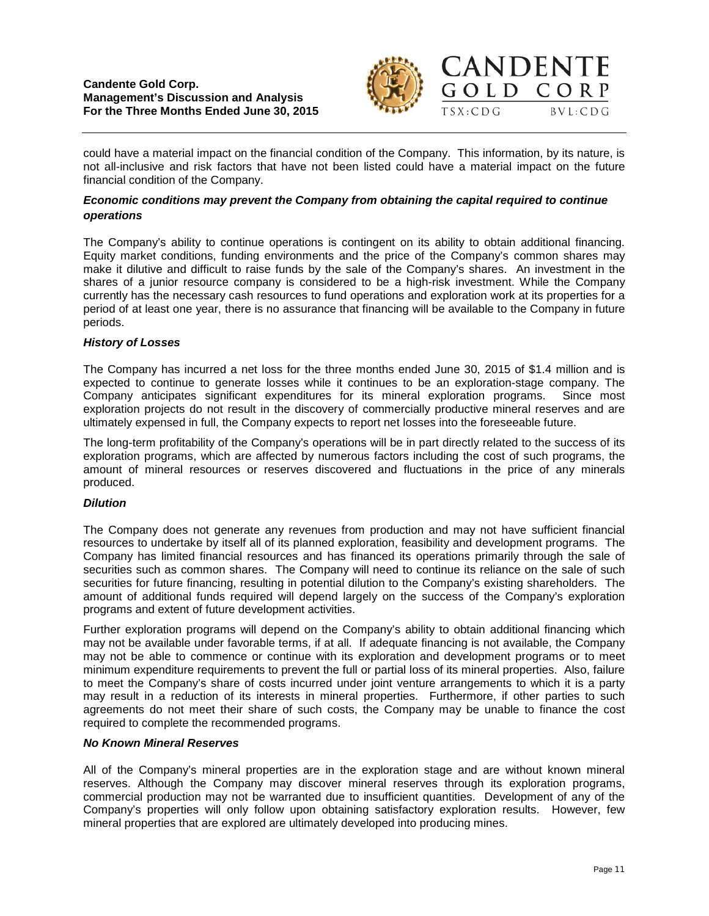could have a material impact on the financial condition of the Company. This information, by its nature, is not all-inclusive and risk factors that have not been listed could have a material impact on the future financial condition of the Company.

### *Economic conditions may prevent the Company from obtaining the capital required to continue operations*

The Company's ability to continue operations is contingent on its ability to obtain additional financing. Equity market conditions, funding environments and the price of the Company's common shares may make it dilutive and difficult to raise funds by the sale of the Company's shares. An investment in the shares of a junior resource company is considered to be a high-risk investment. While the Company currently has the necessary cash resources to fund operations and exploration work at its properties for a period of at least one year, there is no assurance that financing will be available to the Company in future periods.

### *History of Losses*

The Company has incurred a net loss for the three months ended June 30, 2015 of $1.4 million and is expected to continue to generate losses while it continues to be an exploration-stage company. The Company anticipates significant expenditures for its mineral exploration programs. Since most exploration projects do not result in the discovery of commercially productive mineral reserves and are ultimately expensed in full, the Company expects to report net losses into the foreseeable future.

The long-term profitability of the Company's operations will be in part directly related to the success of its exploration programs, which are affected by numerous factors including the cost of such programs, the amount of mineral resources or reserves discovered and fluctuations in the price of any minerals produced.

### *Dilution*

The Company does not generate any revenues from production and may not have sufficient financial resources to undertake by itself all of its planned exploration, feasibility and development programs. The Company has limited financial resources and has financed its operations primarily through the sale of securities such as common shares. The Company will need to continue its reliance on the sale of such securities for future financing, resulting in potential dilution to the Company's existing shareholders. The amount of additional funds required will depend largely on the success of the Company's exploration programs and extent of future development activities.

Further exploration programs will depend on the Company's ability to obtain additional financing which may not be available under favorable terms, if at all. If adequate financing is not available, the Company may not be able to commence or continue with its exploration and development programs or to meet minimum expenditure requirements to prevent the full or partial loss of its mineral properties. Also, failure to meet the Company's share of costs incurred under joint venture arrangements to which it is a party may result in a reduction of its interests in mineral properties. Furthermore, if other parties to such agreements do not meet their share of such costs, the Company may be unable to finance the cost required to complete the recommended programs.

### *No Known Mineral Reserves*

All of the Company's mineral properties are in the exploration stage and are without known mineral reserves. Although the Company may discover mineral reserves through its exploration programs, commercial production may not be warranted due to insufficient quantities. Development of any of the Company's properties will only follow upon obtaining satisfactory exploration results. However, few mineral properties that are explored are ultimately developed into producing mines.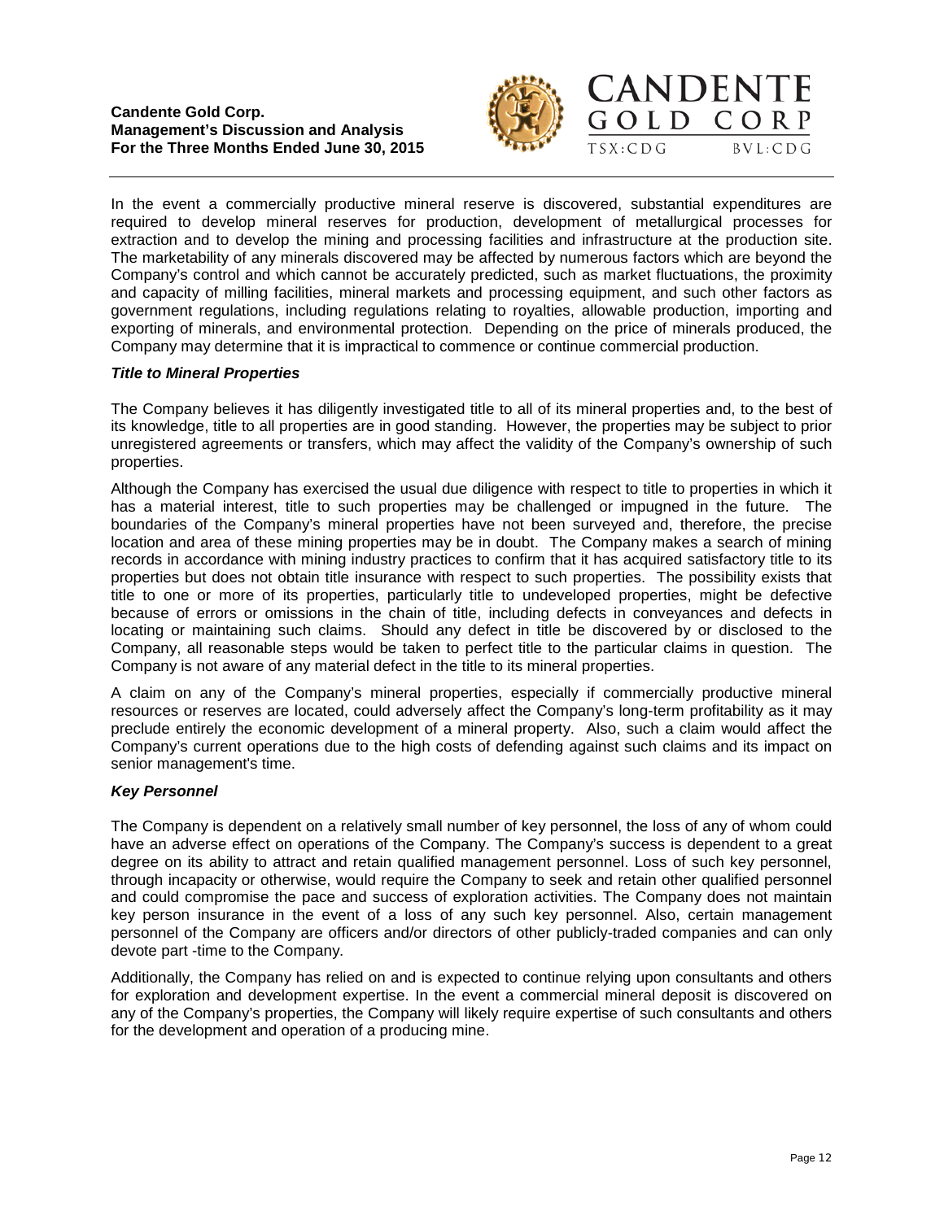In the event a commercially productive mineral reserve is discovered, substantial expenditures are required to develop mineral reserves for production, development of metallurgical processes for extraction and to develop the mining and processing facilities and infrastructure at the production site. The marketability of any minerals discovered may be affected by numerous factors which are beyond the Company's control and which cannot be accurately predicted, such as market fluctuations, the proximity and capacity of milling facilities, mineral markets and processing equipment, and such other factors as government regulations, including regulations relating to royalties, allowable production, importing and exporting of minerals, and environmental protection. Depending on the price of minerals produced, the Company may determine that it is impractical to commence or continue commercial production.

***Title to Mineral Properties***

The Company believes it has diligently investigated title to all of its mineral properties and, to the best of its knowledge, title to all properties are in good standing. However, the properties may be subject to prior unregistered agreements or transfers, which may affect the validity of the Company's ownership of such properties.

Although the Company has exercised the usual due diligence with respect to title to properties in which it has a material interest, title to such properties may be challenged or impugned in the future. The boundaries of the Company's mineral properties have not been surveyed and, therefore, the precise location and area of these mining properties may be in doubt. The Company makes a search of mining records in accordance with mining industry practices to confirm that it has acquired satisfactory title to its properties but does not obtain title insurance with respect to such properties. The possibility exists that title to one or more of its properties, particularly title to undeveloped properties, might be defective because of errors or omissions in the chain of title, including defects in conveyances and defects in locating or maintaining such claims. Should any defect in title be discovered by or disclosed to the Company, all reasonable steps would be taken to perfect title to the particular claims in question. The Company is not aware of any material defect in the title to its mineral properties.

A claim on any of the Company's mineral properties, especially if commercially productive mineral resources or reserves are located, could adversely affect the Company's long-term profitability as it may preclude entirely the economic development of a mineral property. Also, such a claim would affect the Company's current operations due to the high costs of defending against such claims and its impact on senior management's time.

***Key Personnel***

The Company is dependent on a relatively small number of key personnel, the loss of any of whom could have an adverse effect on operations of the Company. The Company's success is dependent to a great degree on its ability to attract and retain qualified management personnel. Loss of such key personnel, through incapacity or otherwise, would require the Company to seek and retain other qualified personnel and could compromise the pace and success of exploration activities. The Company does not maintain key person insurance in the event of a loss of any such key personnel. Also, certain management personnel of the Company are officers and/or directors of other publicly-traded companies and can only devote part -time to the Company.

Additionally, the Company has relied on and is expected to continue relying upon consultants and others for exploration and development expertise. In the event a commercial mineral deposit is discovered on any of the Company's properties, the Company will likely require expertise of such consultants and others for the development and operation of a producing mine.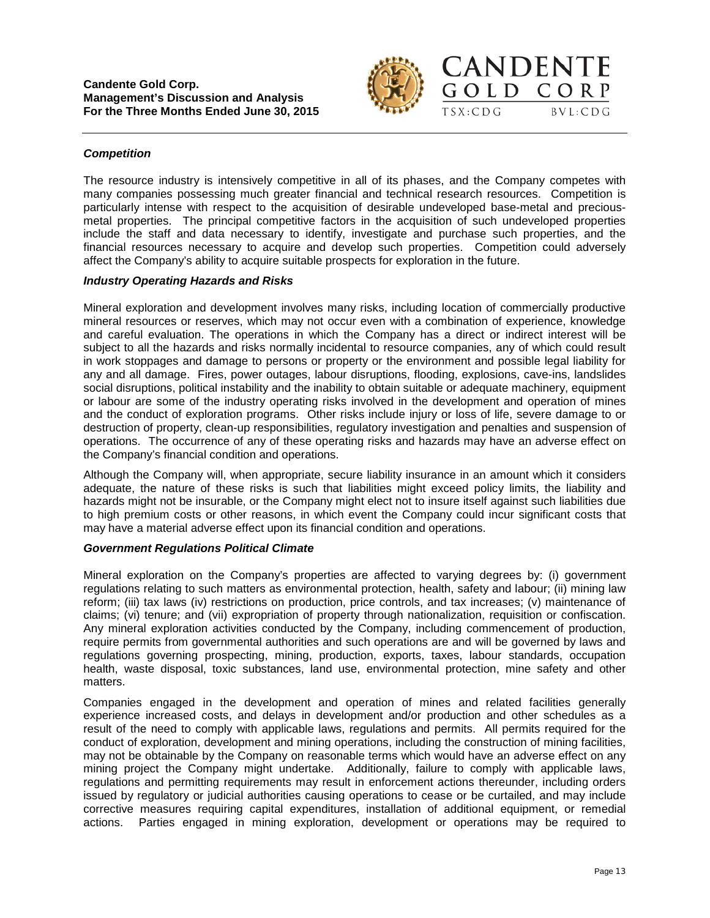### *Competition*

The resource industry is intensively competitive in all of its phases, and the Company competes with many companies possessing much greater financial and technical research resources. Competition is particularly intense with respect to the acquisition of desirable undeveloped base-metal and precious-metal properties. The principal competitive factors in the acquisition of such undeveloped properties include the staff and data necessary to identify, investigate and purchase such properties, and the financial resources necessary to acquire and develop such properties. Competition could adversely affect the Company's ability to acquire suitable prospects for exploration in the future.

### *Industry Operating Hazards and Risks*

Mineral exploration and development involves many risks, including location of commercially productive mineral resources or reserves, which may not occur even with a combination of experience, knowledge and careful evaluation. The operations in which the Company has a direct or indirect interest will be subject to all the hazards and risks normally incidental to resource companies, any of which could result in work stoppages and damage to persons or property or the environment and possible legal liability for any and all damage. Fires, power outages, labour disruptions, flooding, explosions, cave-ins, landslides social disruptions, political instability and the inability to obtain suitable or adequate machinery, equipment or labour are some of the industry operating risks involved in the development and operation of mines and the conduct of exploration programs. Other risks include injury or loss of life, severe damage to or destruction of property, clean-up responsibilities, regulatory investigation and penalties and suspension of operations. The occurrence of any of these operating risks and hazards may have an adverse effect on the Company's financial condition and operations.

Although the Company will, when appropriate, secure liability insurance in an amount which it considers adequate, the nature of these risks is such that liabilities might exceed policy limits, the liability and hazards might not be insurable, or the Company might elect not to insure itself against such liabilities due to high premium costs or other reasons, in which event the Company could incur significant costs that may have a material adverse effect upon its financial condition and operations.

### *Government Regulations Political Climate*

Mineral exploration on the Company's properties are affected to varying degrees by: (i) government regulations relating to such matters as environmental protection, health, safety and labour; (ii) mining law reform; (iii) tax laws (iv) restrictions on production, price controls, and tax increases; (v) maintenance of claims; (vi) tenure; and (vii) expropriation of property through nationalization, requisition or confiscation. Any mineral exploration activities conducted by the Company, including commencement of production, require permits from governmental authorities and such operations are and will be governed by laws and regulations governing prospecting, mining, production, exports, taxes, labour standards, occupation health, waste disposal, toxic substances, land use, environmental protection, mine safety and other matters.

Companies engaged in the development and operation of mines and related facilities generally experience increased costs, and delays in development and/or production and other schedules as a result of the need to comply with applicable laws, regulations and permits. All permits required for the conduct of exploration, development and mining operations, including the construction of mining facilities, may not be obtainable by the Company on reasonable terms which would have an adverse effect on any mining project the Company might undertake. Additionally, failure to comply with applicable laws, regulations and permitting requirements may result in enforcement actions thereunder, including orders issued by regulatory or judicial authorities causing operations to cease or be curtailed, and may include corrective measures requiring capital expenditures, installation of additional equipment, or remedial actions. Parties engaged in mining exploration, development or operations may be required to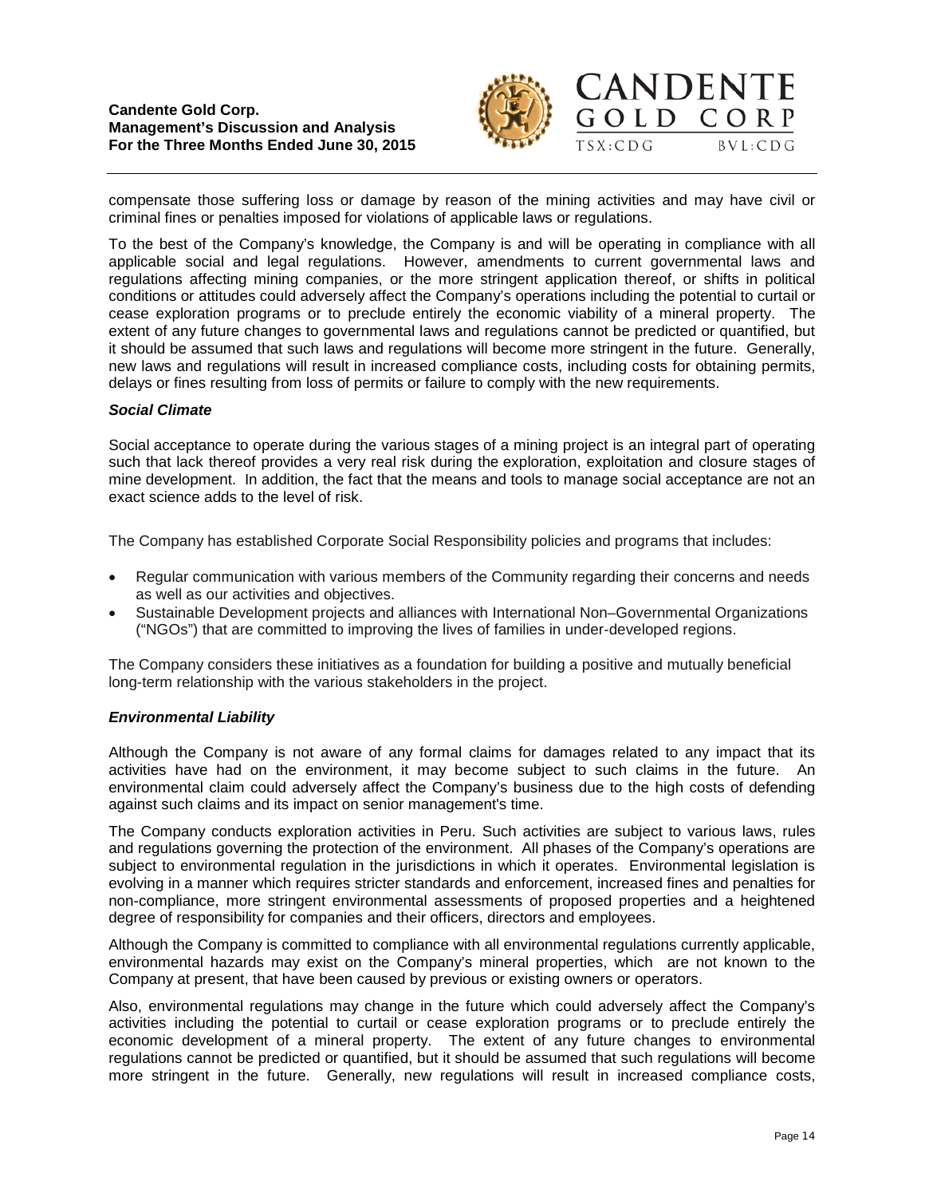compensate those suffering loss or damage by reason of the mining activities and may have civil or criminal fines or penalties imposed for violations of applicable laws or regulations.

To the best of the Company's knowledge, the Company is and will be operating in compliance with all applicable social and legal regulations. However, amendments to current governmental laws and regulations affecting mining companies, or the more stringent application thereof, or shifts in political conditions or attitudes could adversely affect the Company's operations including the potential to curtail or cease exploration programs or to preclude entirely the economic viability of a mineral property. The extent of any future changes to governmental laws and regulations cannot be predicted or quantified, but it should be assumed that such laws and regulations will become more stringent in the future. Generally, new laws and regulations will result in increased compliance costs, including costs for obtaining permits, delays or fines resulting from loss of permits or failure to comply with the new requirements.

***Social Climate***

Social acceptance to operate during the various stages of a mining project is an integral part of operating such that lack thereof provides a very real risk during the exploration, exploitation and closure stages of mine development. In addition, the fact that the means and tools to manage social acceptance are not an exact science adds to the level of risk.

The Company has established Corporate Social Responsibility policies and programs that includes:

- Regular communication with various members of the Community regarding their concerns and needs as well as our activities and objectives.
- Sustainable Development projects and alliances with International Non–Governmental Organizations ("NGOs") that are committed to improving the lives of families in under-developed regions.

The Company considers these initiatives as a foundation for building a positive and mutually beneficial long-term relationship with the various stakeholders in the project.

***Environmental Liability***

Although the Company is not aware of any formal claims for damages related to any impact that its activities have had on the environment, it may become subject to such claims in the future. An environmental claim could adversely affect the Company's business due to the high costs of defending against such claims and its impact on senior management's time.

The Company conducts exploration activities in Peru. Such activities are subject to various laws, rules and regulations governing the protection of the environment. All phases of the Company's operations are subject to environmental regulation in the jurisdictions in which it operates. Environmental legislation is evolving in a manner which requires stricter standards and enforcement, increased fines and penalties for non-compliance, more stringent environmental assessments of proposed properties and a heightened degree of responsibility for companies and their officers, directors and employees.

Although the Company is committed to compliance with all environmental regulations currently applicable, environmental hazards may exist on the Company's mineral properties, which are not known to the Company at present, that have been caused by previous or existing owners or operators.

Also, environmental regulations may change in the future which could adversely affect the Company's activities including the potential to curtail or cease exploration programs or to preclude entirely the economic development of a mineral property. The extent of any future changes to environmental regulations cannot be predicted or quantified, but it should be assumed that such regulations will become more stringent in the future. Generally, new regulations will result in increased compliance costs,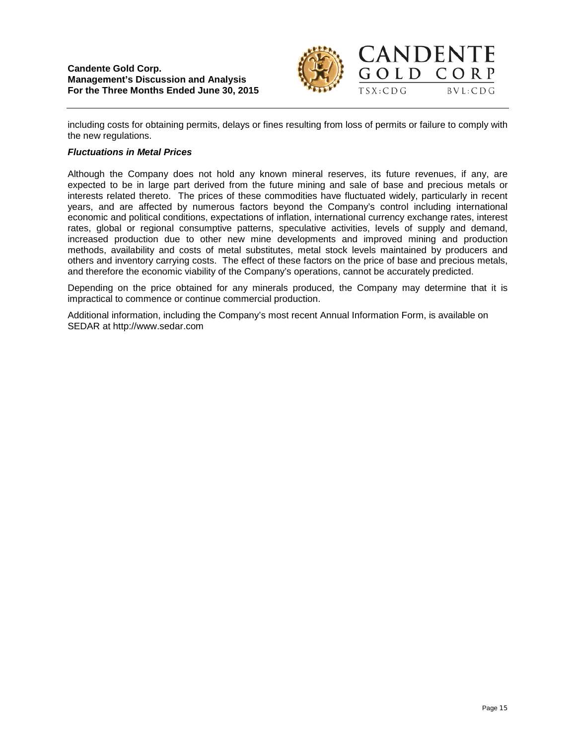including costs for obtaining permits, delays or fines resulting from loss of permits or failure to comply with the new regulations.

***Fluctuations in Metal Prices***

Although the Company does not hold any known mineral reserves, its future revenues, if any, are expected to be in large part derived from the future mining and sale of base and precious metals or interests related thereto. The prices of these commodities have fluctuated widely, particularly in recent years, and are affected by numerous factors beyond the Company's control including international economic and political conditions, expectations of inflation, international currency exchange rates, interest rates, global or regional consumptive patterns, speculative activities, levels of supply and demand, increased production due to other new mine developments and improved mining and production methods, availability and costs of metal substitutes, metal stock levels maintained by producers and others and inventory carrying costs. The effect of these factors on the price of base and precious metals, and therefore the economic viability of the Company's operations, cannot be accurately predicted.

Depending on the price obtained for any minerals produced, the Company may determine that it is impractical to commence or continue commercial production.

Additional information, including the Company's most recent Annual Information Form, is available on SEDAR at http://www.sedar.com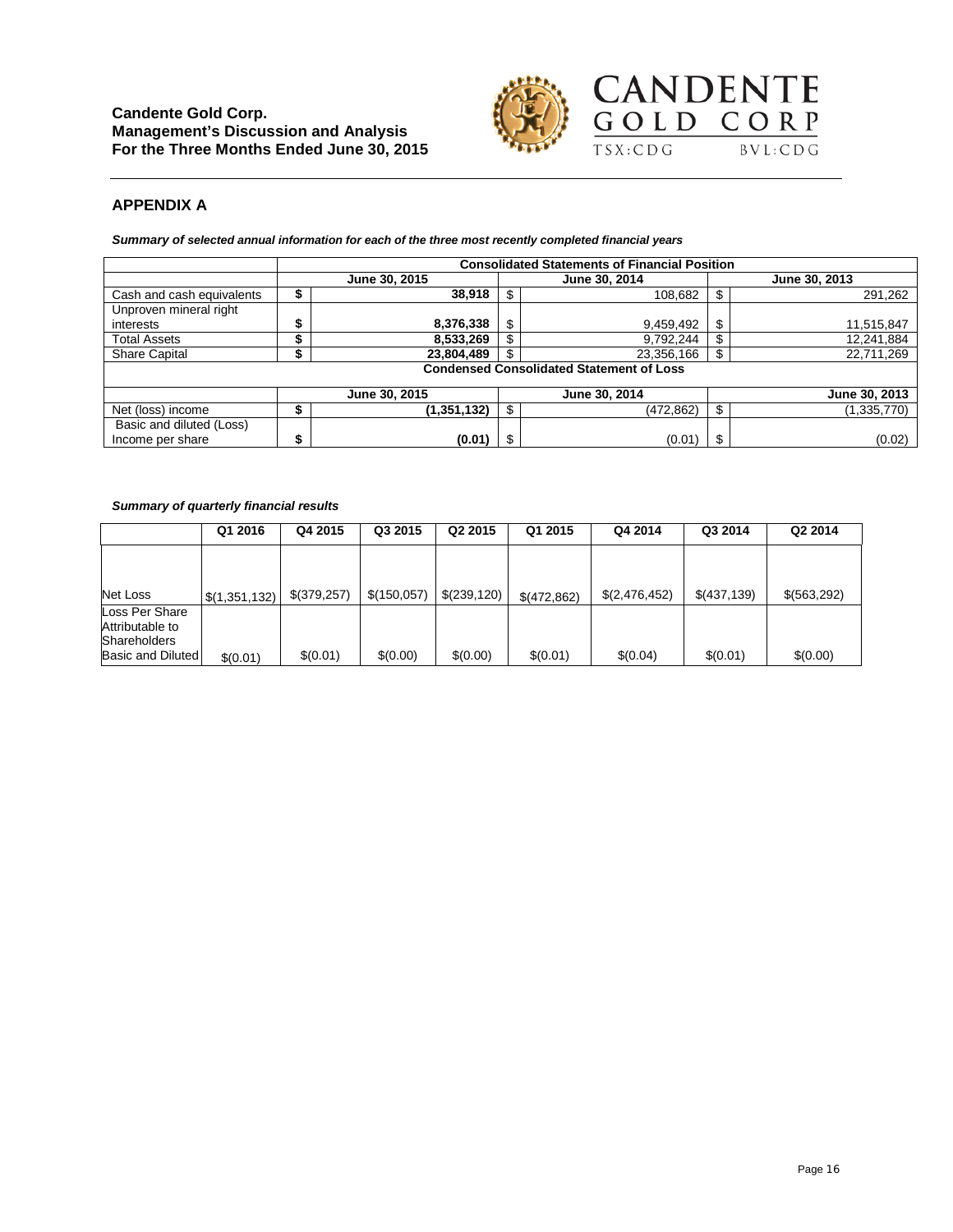## APPENDIX A

***Summary of selected annual information for each of the three most recently completed financial years***

| | Consolidated Statements of Financial Position | | | | | |
|---|---|---|---|---|---|---|
| | June 30, 2015 | | June 30, 2014 | | June 30, 2013 | |
| Cash and cash equivalents | **$** | **38,918** | $ | 108,682 | $ | 291,262 |
| Unproven mineral right interests | **$** | **8,376,338** | $ | 9,459,492 | $ | 11,515,847 |
| Total Assets | **$** | **8,533,269** | $ | 9,792,244 | $ | 12,241,884 |
| Share Capital | **$** | **23,804,489** | $ | 23,356,166 | $ | 22,711,269 |
| | Condensed Consolidated Statement of Loss | | | | | |
| | June 30, 2015 | | June 30, 2014 | | June 30, 2013 | |
| Net (loss) income | **$** | **(1,351,132)** | $ | (472,862) | $ | (1,335,770) |
| Basic and diluted (Loss) Income per share | **$** | **(0.01)** | $ | (0.01) | $ | (0.02) |

***Summary of quarterly financial results***

| | Q1 2016 | Q4 2015 | Q3 2015 | Q2 2015 | Q1 2015 | Q4 2014 | Q3 2014 | Q2 2014 |
|---|---|---|---|---|---|---|---|---|
| Net Loss | $(1,351,132) | $(379,257) | $(150,057) | $(239,120) | $(472,862) | $(2,476,452) | $(437,139) | $(563,292) |
| Loss Per Share Attributable to Shareholders Basic and Diluted | $(0.01) | $(0.01) | $(0.00) | $(0.00) | $(0.01) | $(0.04) | $(0.01) | $(0.00) |